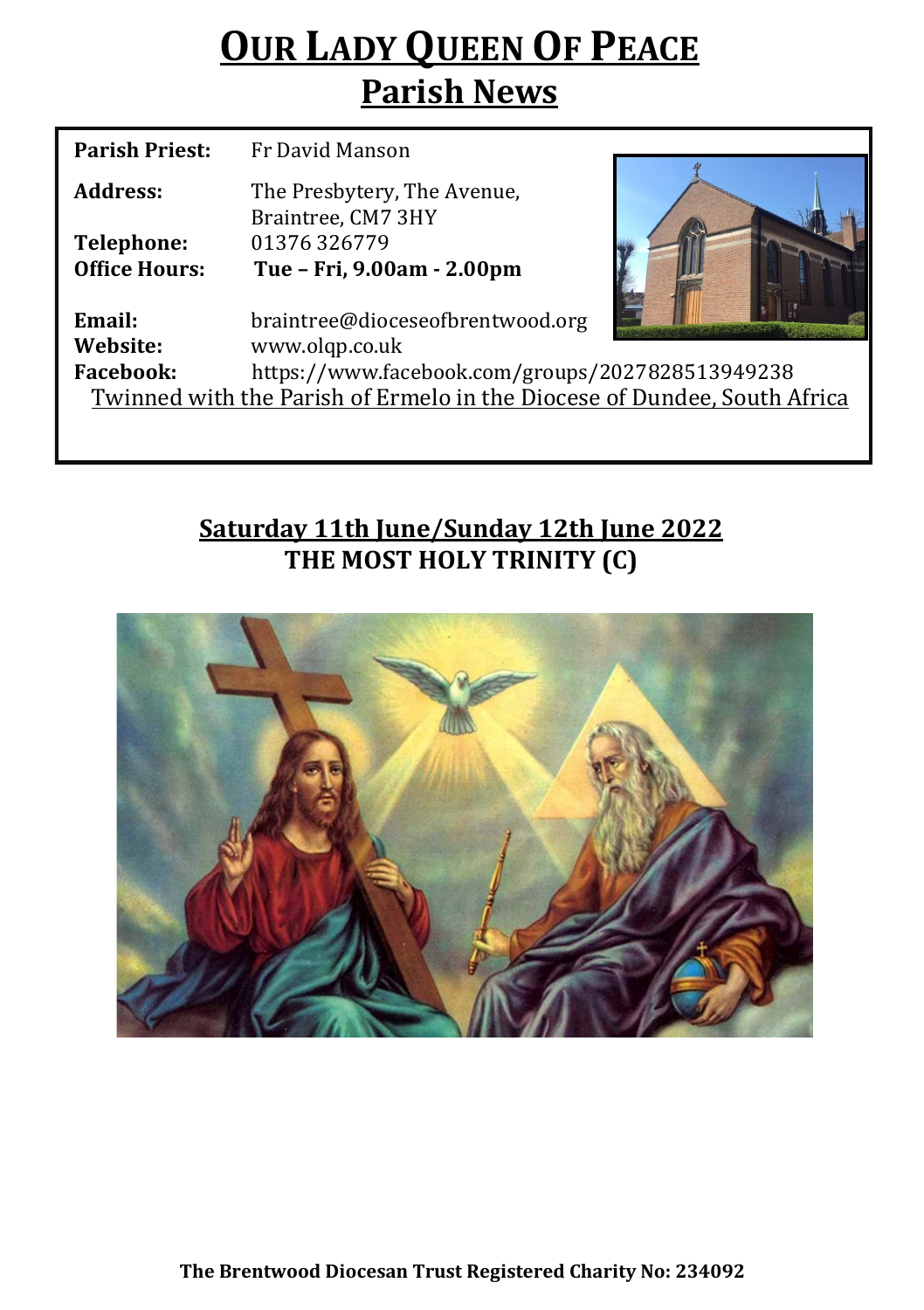# OUR LADY QUEEN OF PEACE

## Parish News

**Parish Priest:** Fr David Manson

**Address:** The Presbytery, The Avenue, Braintree, CM7 3HY

**Telephone:** 01376 326779

**Office Hours:** **Tue – Fri, 9.00am - 2.00pm**

**Email:** braintree@dioceseofbrentwood.org

**Website:** www.olqp.co.uk

**Facebook:** https://www.facebook.com/groups/2027828513949238

Twinned with the Parish of Ermelo in the Diocese of Dundee, South Africa

## Saturday 11th June/Sunday 12th June 2022

**THE MOST HOLY TRINITY (C)**

**The Brentwood Diocesan Trust Registered Charity No: 234092**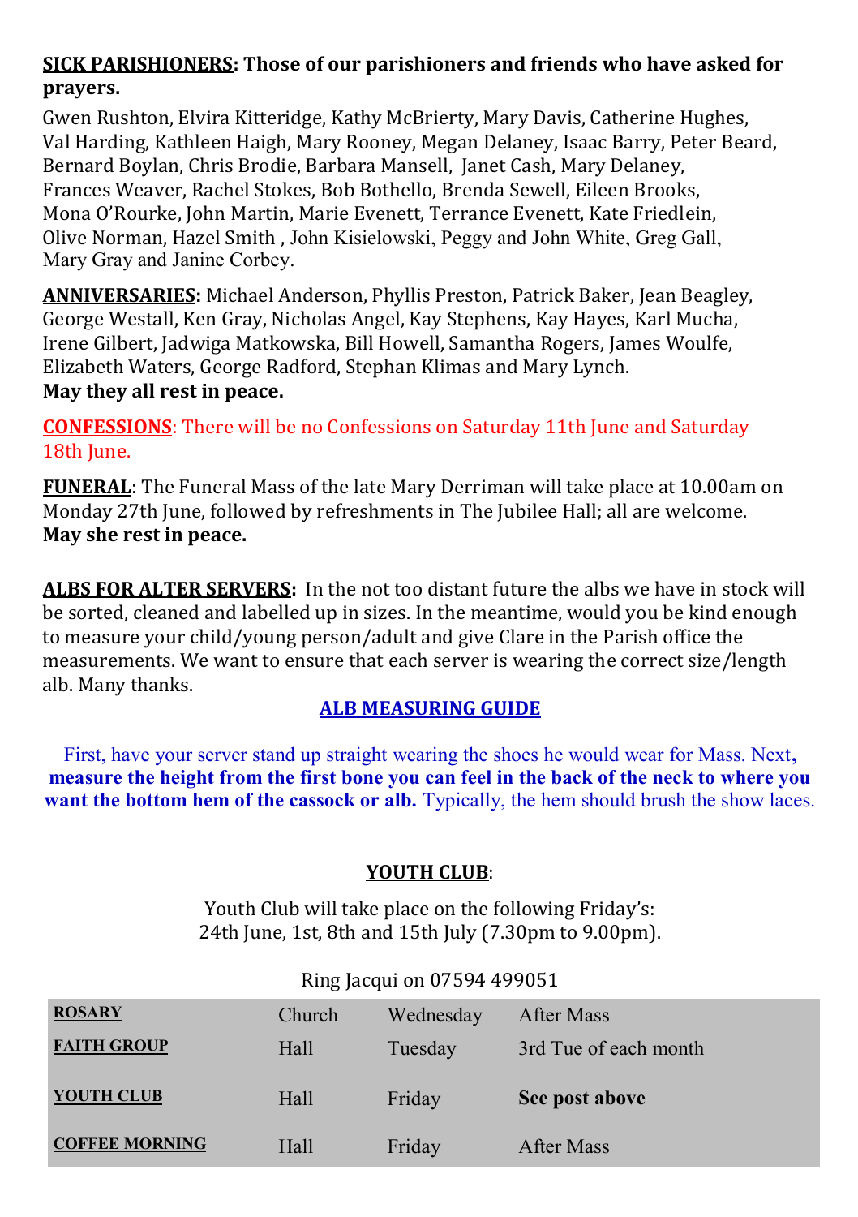**SICK PARISHIONERS: Those of our parishioners and friends who have asked for prayers.**

Gwen Rushton, Elvira Kitteridge, Kathy McBrierty, Mary Davis, Catherine Hughes, Val Harding, Kathleen Haigh, Mary Rooney, Megan Delaney, Isaac Barry, Peter Beard, Bernard Boylan, Chris Brodie, Barbara Mansell, Janet Cash, Mary Delaney, Frances Weaver, Rachel Stokes, Bob Bothello, Brenda Sewell, Eileen Brooks, Mona O'Rourke, John Martin, Marie Evenett, Terrance Evenett, Kate Friedlein, Olive Norman, Hazel Smith , John Kisielowski, Peggy and John White, Greg Gall, Mary Gray and Janine Corbey.

**ANNIVERSARIES:** Michael Anderson, Phyllis Preston, Patrick Baker, Jean Beagley, George Westall, Ken Gray, Nicholas Angel, Kay Stephens, Kay Hayes, Karl Mucha, Irene Gilbert, Jadwiga Matkowska, Bill Howell, Samantha Rogers, James Woulfe, Elizabeth Waters, George Radford, Stephan Klimas and Mary Lynch.
**May they all rest in peace.**

**CONFESSIONS**: There will be no Confessions on Saturday 11th June and Saturday 18th June.

**FUNERAL**: The Funeral Mass of the late Mary Derriman will take place at 10.00am on Monday 27th June, followed by refreshments in The Jubilee Hall; all are welcome.
**May she rest in peace.**

**ALBS FOR ALTER SERVERS:** In the not too distant future the albs we have in stock will be sorted, cleaned and labelled up in sizes. In the meantime, would you be kind enough to measure your child/young person/adult and give Clare in the Parish office the measurements. We want to ensure that each server is wearing the correct size/length alb. Many thanks.

**ALB MEASURING GUIDE**

First, have your server stand up straight wearing the shoes he would wear for Mass. Next**, measure the height from the first bone you can feel in the back of the neck to where you want the bottom hem of the cassock or alb.** Typically, the hem should brush the show laces.

**YOUTH CLUB**:

Youth Club will take place on the following Friday's:
24th June, 1st, 8th and 15th July (7.30pm to 9.00pm).

Ring Jacqui on 07594 499051

| | | | |
|---|---|---|---|
| **ROSARY** | Church | Wednesday | After Mass |
| **FAITH GROUP** | Hall | Tuesday | 3rd Tue of each month |
| **YOUTH CLUB** | Hall | Friday | **See post above** |
| **COFFEE MORNING** | Hall | Friday | After Mass |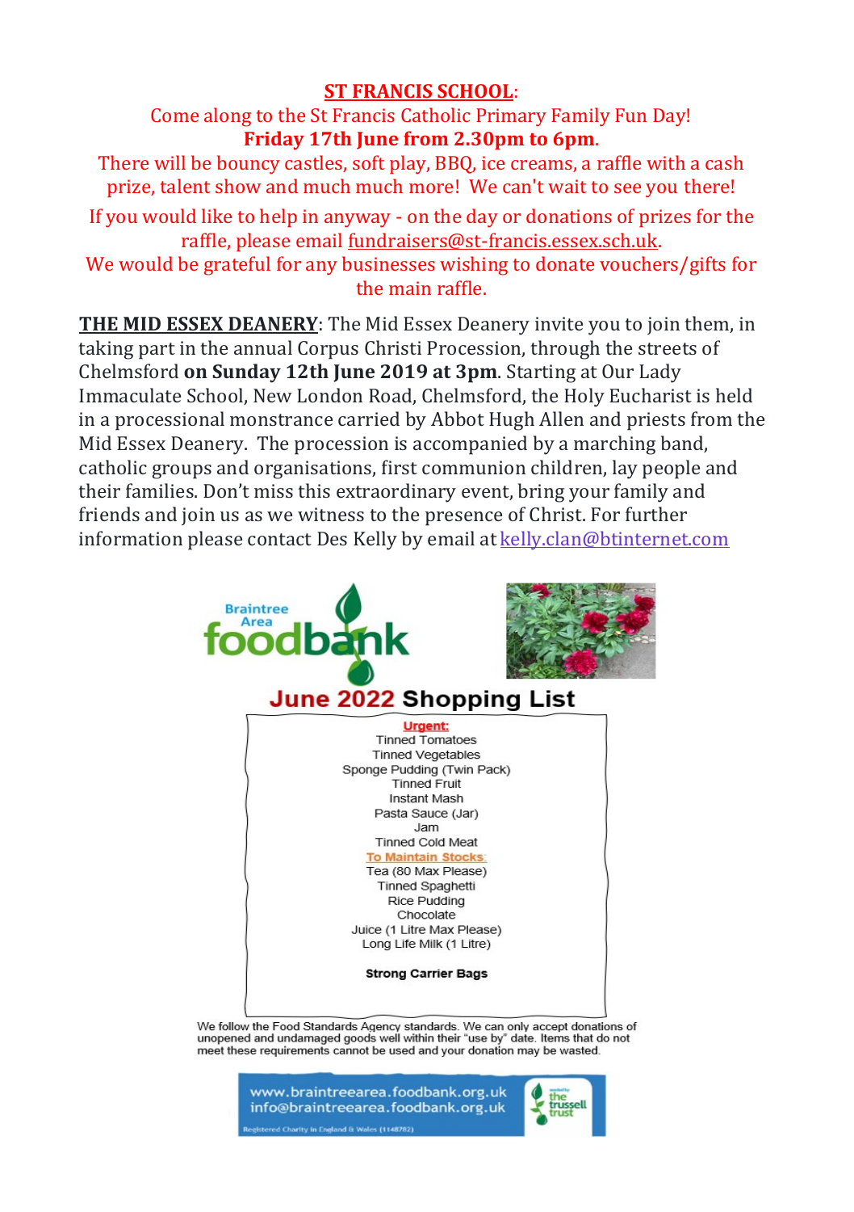**ST FRANCIS SCHOOL**:

Come along to the St Francis Catholic Primary Family Fun Day!
**Friday 17th June from 2.30pm to 6pm**.
There will be bouncy castles, soft play, BBQ, ice creams, a raffle with a cash prize, talent show and much much more! We can't wait to see you there!

If you would like to help in anyway - on the day or donations of prizes for the raffle, please email fundraisers@st-francis.essex.sch.uk.
We would be grateful for any businesses wishing to donate vouchers/gifts for the main raffle.

**THE MID ESSEX DEANERY**: The Mid Essex Deanery invite you to join them, in taking part in the annual Corpus Christi Procession, through the streets of Chelmsford **on Sunday 12th June 2019 at 3pm**. Starting at Our Lady Immaculate School, New London Road, Chelmsford, the Holy Eucharist is held in a processional monstrance carried by Abbot Hugh Allen and priests from the Mid Essex Deanery. The procession is accompanied by a marching band, catholic groups and organisations, first communion children, lay people and their families. Don't miss this extraordinary event, bring your family and friends and join us as we witness to the presence of Christ. For further information please contact Des Kelly by email at kelly.clan@btinternet.com

Braintree Area foodbank

## June 2022 Shopping List

**Urgent:**
Tinned Tomatoes
Tinned Vegetables
Sponge Pudding (Twin Pack)
Tinned Fruit
Instant Mash
Pasta Sauce (Jar)
Jam
Tinned Cold Meat

**To Maintain Stocks:**
Tea (80 Max Please)
Tinned Spaghetti
Rice Pudding
Chocolate
Juice (1 Litre Max Please)
Long Life Milk (1 Litre)

**Strong Carrier Bags**

We follow the Food Standards Agency standards. We can only accept donations of unopened and undamaged goods well within their "use by" date. Items that do not meet these requirements cannot be used and your donation may be wasted.

www.braintreearea.foodbank.org.uk
info@braintreearea.foodbank.org.uk
Registered Charity in England & Wales (1148782)

the trussell trust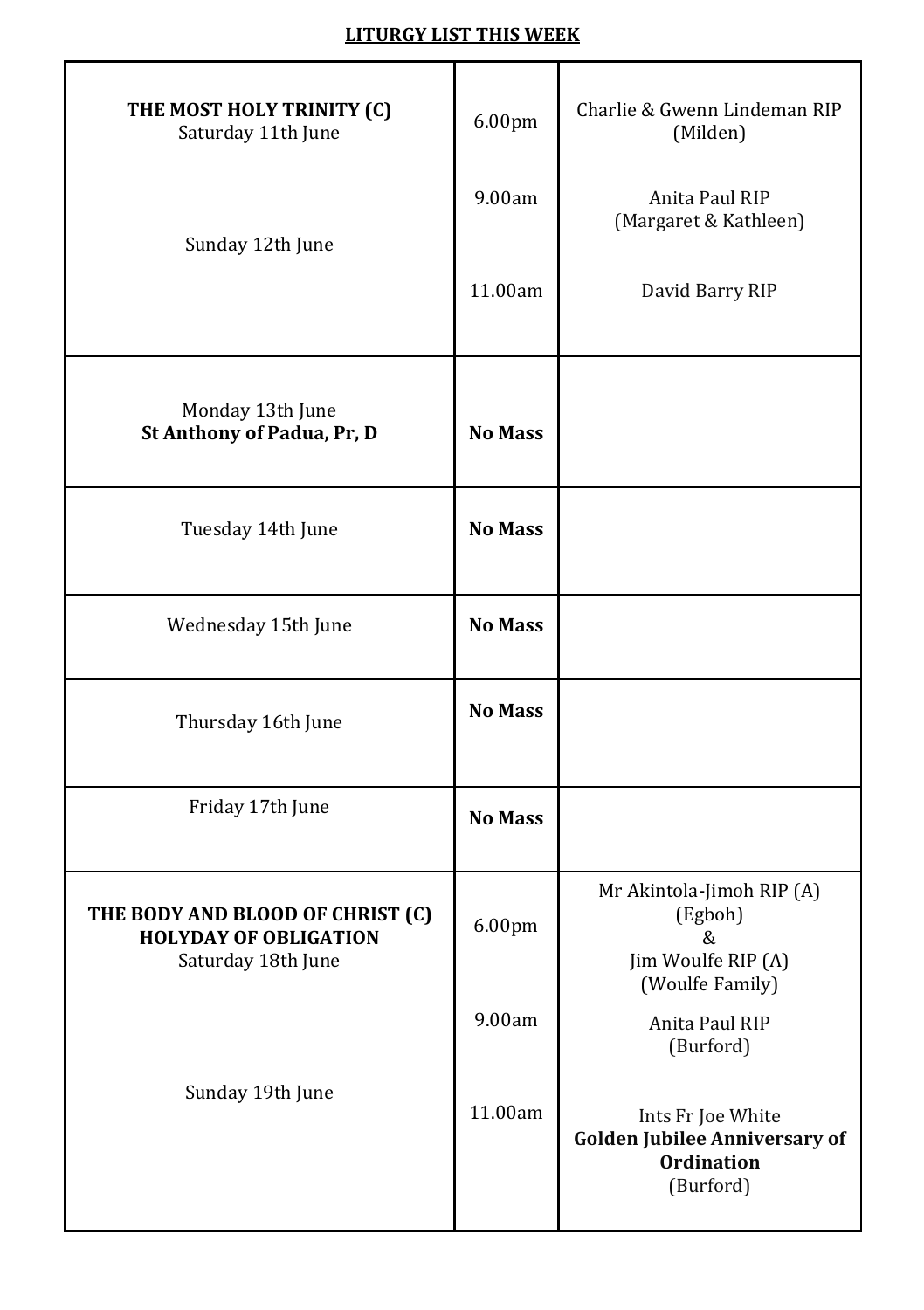## LITURGY LIST THIS WEEK

| | | |
|---|---|---|
| **THE MOST HOLY TRINITY (C)**<br>Saturday 11th June | 6.00pm | Charlie & Gwenn Lindeman RIP<br>(Milden) |
| Sunday 12th June | 9.00am | Anita Paul RIP<br>(Margaret & Kathleen) |
| | 11.00am | David Barry RIP |
| Monday 13th June<br>**St Anthony of Padua, Pr, D** | **No Mass** | |
| Tuesday 14th June | **No Mass** | |
| Wednesday 15th June | **No Mass** | |
| Thursday 16th June | **No Mass** | |
| Friday 17th June | **No Mass** | |
| **THE BODY AND BLOOD OF CHRIST (C)**<br>**HOLYDAY OF OBLIGATION**<br>Saturday 18th June | 6.00pm | Mr Akintola-Jimoh RIP (A)<br>(Egboh)<br>&<br>Jim Woulfe RIP (A)<br>(Woulfe Family) |
| Sunday 19th June | 9.00am | Anita Paul RIP<br>(Burford) |
| | 11.00am | Ints Fr Joe White<br>**Golden Jubilee Anniversary of Ordination**<br>(Burford) |